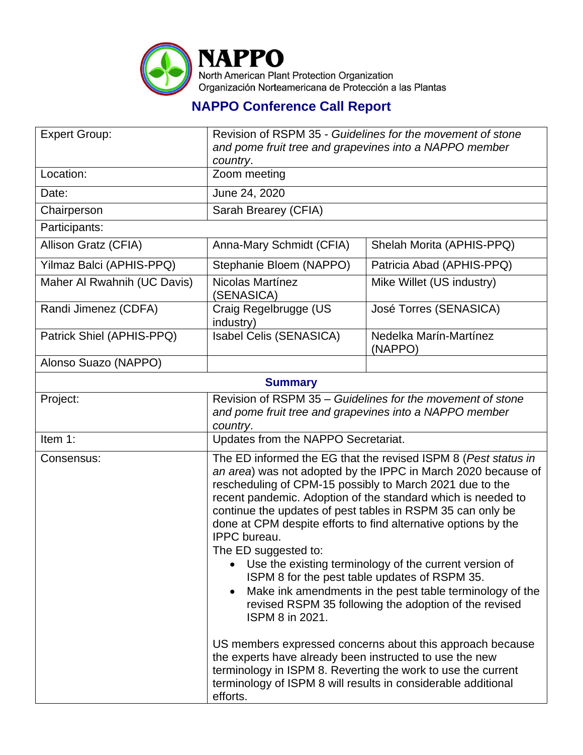# NAPPO

North American Plant Protection Organization
Organización Norteamericana de Protección a las Plantas

## NAPPO Conference Call Report

| Expert Group: | Revision of RSPM 35 - *Guidelines for the movement of stone and pome fruit tree and grapevines into a NAPPO member country*. | |
|---|---|---|
| Location: | Zoom meeting | |
| Date: | June 24, 2020 | |
| Chairperson | Sarah Brearey (CFIA) | |
| Participants: | | |
| Allison Gratz (CFIA) | Anna-Mary Schmidt (CFIA) | Shelah Morita (APHIS-PPQ) |
| Yilmaz Balci (APHIS-PPQ) | Stephanie Bloem (NAPPO) | Patricia Abad (APHIS-PPQ) |
| Maher Al Rwahnih (UC Davis) | Nicolas Martínez (SENASICA) | Mike Willet (US industry) |
| Randi Jimenez (CDFA) | Craig Regelbrugge (US industry) | José Torres (SENASICA) |
| Patrick Shiel (APHIS-PPQ) | Isabel Celis (SENASICA) | Nedelka Marín-Martínez (NAPPO) |
| Alonso Suazo (NAPPO) | | |
| **Summary** | | |
| Project: | Revision of RSPM 35 – *Guidelines for the movement of stone and pome fruit tree and grapevines into a NAPPO member country*. | |
| Item 1: | Updates from the NAPPO Secretariat. | |
| Consensus: | The ED informed the EG that the revised ISPM 8 (*Pest status in an area*) was not adopted by the IPPC in March 2020 because of rescheduling of CPM-15 possibly to March 2021 due to the recent pandemic. Adoption of the standard which is needed to continue the updates of pest tables in RSPM 35 can only be done at CPM despite efforts to find alternative options by the IPPC bureau.<br>The ED suggested to:<br>• Use the existing terminology of the current version of ISPM 8 for the pest table updates of RSPM 35.<br>• Make ink amendments in the pest table terminology of the revised RSPM 35 following the adoption of the revised ISPM 8 in 2021.<br><br>US members expressed concerns about this approach because the experts have already been instructed to use the new terminology in ISPM 8. Reverting the work to use the current terminology of ISPM 8 will results in considerable additional efforts. | |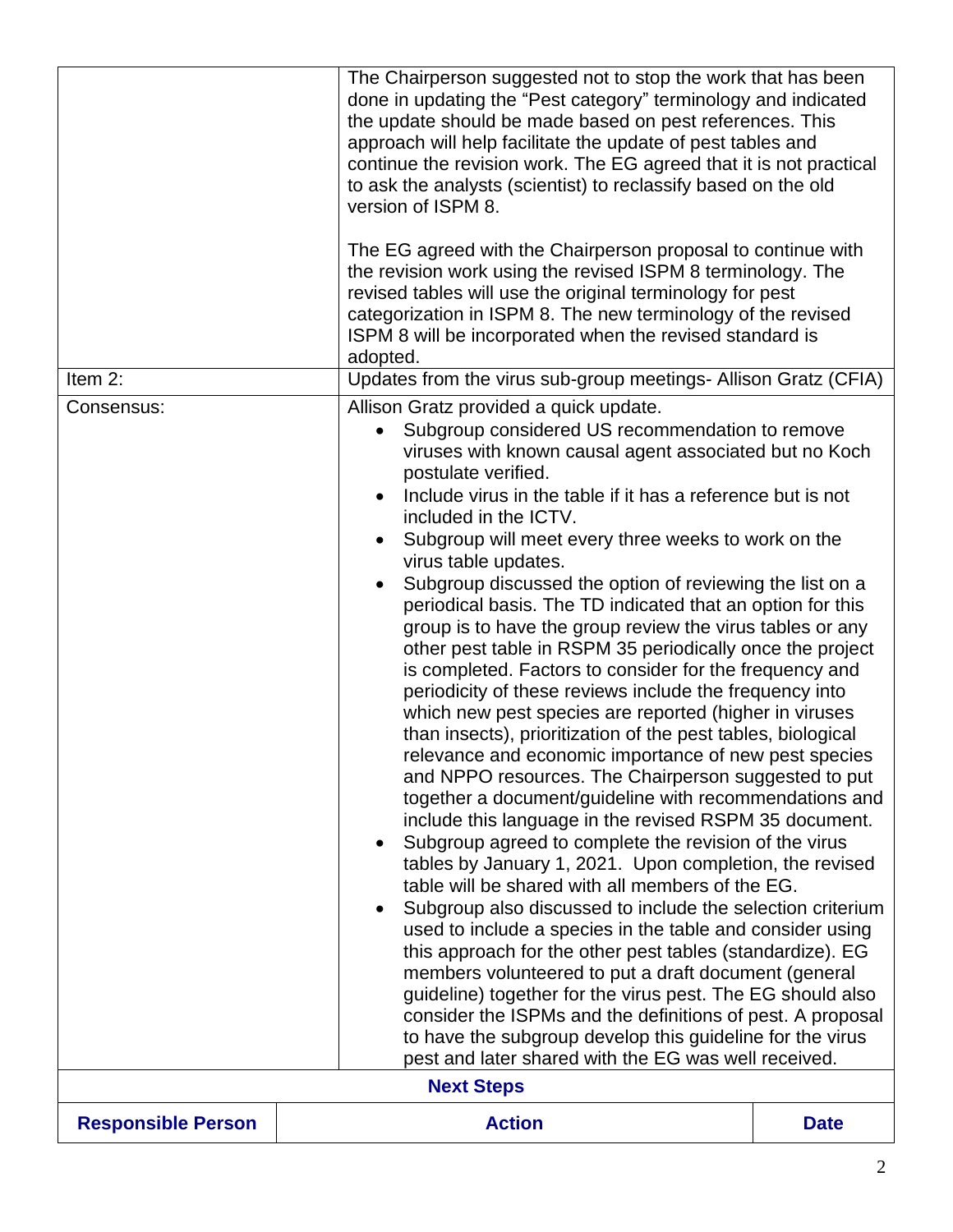| | |
|---|---|
| | The Chairperson suggested not to stop the work that has been done in updating the "Pest category" terminology and indicated the update should be made based on pest references. This approach will help facilitate the update of pest tables and continue the revision work. The EG agreed that it is not practical to ask the analysts (scientist) to reclassify based on the old version of ISPM 8.<br><br>The EG agreed with the Chairperson proposal to continue with the revision work using the revised ISPM 8 terminology. The revised tables will use the original terminology for pest categorization in ISPM 8. The new terminology of the revised ISPM 8 will be incorporated when the revised standard is adopted. |
| Item 2: | Updates from the virus sub-group meetings- Allison Gratz (CFIA) |
| Consensus: | Allison Gratz provided a quick update.<br>• Subgroup considered US recommendation to remove viruses with known causal agent associated but no Koch postulate verified.<br>• Include virus in the table if it has a reference but is not included in the ICTV.<br>• Subgroup will meet every three weeks to work on the virus table updates.<br>• Subgroup discussed the option of reviewing the list on a periodical basis. The TD indicated that an option for this group is to have the group review the virus tables or any other pest table in RSPM 35 periodically once the project is completed. Factors to consider for the frequency and periodicity of these reviews include the frequency into which new pest species are reported (higher in viruses than insects), prioritization of the pest tables, biological relevance and economic importance of new pest species and NPPO resources. The Chairperson suggested to put together a document/guideline with recommendations and include this language in the revised RSPM 35 document.<br>• Subgroup agreed to complete the revision of the virus tables by January 1, 2021. Upon completion, the revised table will be shared with all members of the EG.<br>• Subgroup also discussed to include the selection criterium used to include a species in the table and consider using this approach for the other pest tables (standardize). EG members volunteered to put a draft document (general guideline) together for the virus pest. The EG should also consider the ISPMs and the definitions of pest. A proposal to have the subgroup develop this guideline for the virus pest and later shared with the EG was well received. |

**Next Steps**

| Responsible Person | Action | Date |
|---|---|---|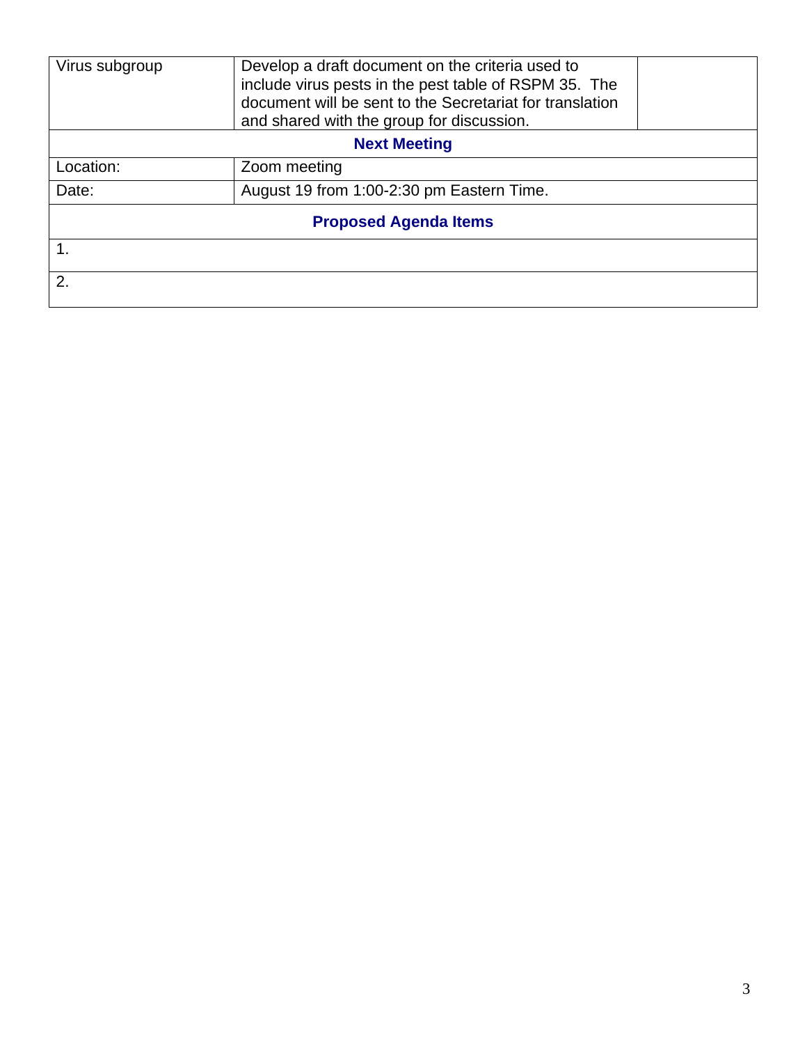| | | |
|---|---|---|
| Virus subgroup | Develop a draft document on the criteria used to include virus pests in the pest table of RSPM 35. The document will be sent to the Secretariat for translation and shared with the group for discussion. | |
| **Next Meeting** | | |
| Location: | Zoom meeting | |
| Date: | August 19 from 1:00-2:30 pm Eastern Time. | |
| **Proposed Agenda Items** | | |
| 1. | | |
| 2. | | |